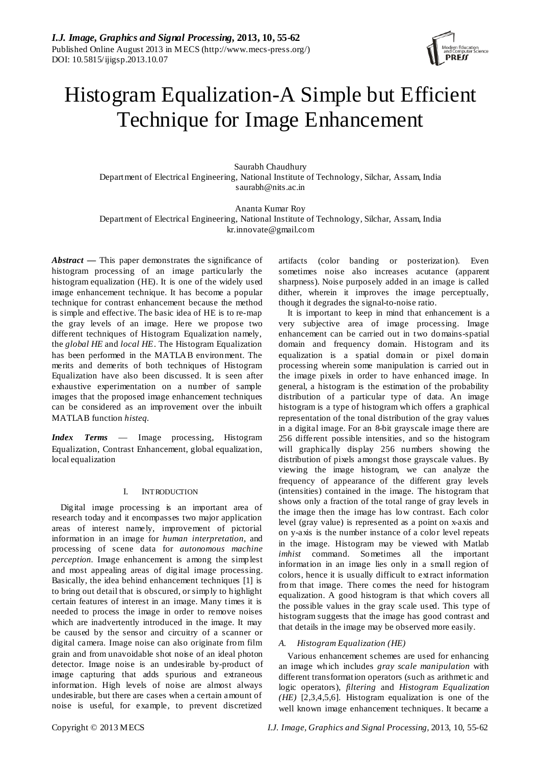# Histogram Equalization-A Simple but Efficient Technique for Image Enhancement

Saurabh Chaudhury
Department of Electrical Engineering, National Institute of Technology, Silchar, Assam, India
saurabh@nits.ac.in

Ananta Kumar Roy
Department of Electrical Engineering, National Institute of Technology, Silchar, Assam, India
kr.innovate@gmail.com

***Abstract*** **—** This paper demonstrates the significance of histogram processing of an image particularly the histogram equalization (HE). It is one of the widely used image enhancement technique. It has become a popular technique for contrast enhancement because the method is simple and effective. The basic idea of HE is to re-map the gray levels of an image. Here we propose two different techniques of Histogram Equalization namely, the *global HE* and *local HE*. The Histogram Equalization has been performed in the MATLAB environment. The merits and demerits of both techniques of Histogram Equalization have also been discussed. It is seen after exhaustive experimentation on a number of sample images that the proposed image enhancement techniques can be considered as an improvement over the inbuilt MATLAB function *histeq*.

***Index Terms*** — Image processing, Histogram Equalization, Contrast Enhancement, global equalization, local equalization

## I. INTRODUCTION

Digital image processing is an important area of research today and it encompasses two major application areas of interest namely, improvement of pictorial information in an image for *human interpretation*, and processing of scene data for *autonomous machine perception*. Image enhancement is among the simplest and most appealing areas of digital image processing. Basically, the idea behind enhancement techniques [1] is to bring out detail that is obscured, or simply to highlight certain features of interest in an image. Many times it is needed to process the image in order to remove noises which are inadvertently introduced in the image. It may be caused by the sensor and circuitry of a scanner or digital camera. Image noise can also originate from film grain and from unavoidable shot noise of an ideal photon detector. Image noise is an undesirable by-product of image capturing that adds spurious and extraneous information. High levels of noise are almost always undesirable, but there are cases when a certain amount of noise is useful, for example, to prevent discretized artifacts (color banding or posterization). Even sometimes noise also increases acutance (apparent sharpness). Noise purposely added in an image is called dither, wherein it improves the image perceptually, though it degrades the signal-to-noise ratio.

It is important to keep in mind that enhancement is a very subjective area of image processing. Image enhancement can be carried out in two domains-spatial domain and frequency domain. Histogram and its equalization is a spatial domain or pixel domain processing wherein some manipulation is carried out in the image pixels in order to have enhanced image. In general, a histogram is the estimation of the probability distribution of a particular type of data. An image histogram is a type of histogram which offers a graphical representation of the tonal distribution of the gray values in a digital image. For an 8-bit grayscale image there are 256 different possible intensities, and so the histogram will graphically display 256 numbers showing the distribution of pixels amongst those grayscale values. By viewing the image histogram, we can analyze the frequency of appearance of the different gray levels (intensities) contained in the image. The histogram that shows only a fraction of the total range of gray levels in the image then the image has low contrast. Each color level (gray value) is represented as a point on x-axis and on y-axis is the number instance of a color level repeats in the image. Histogram may be viewed with Matlab *imhist* command. Sometimes all the important information in an image lies only in a small region of colors, hence it is usually difficult to extract information from that image. There comes the need for histogram equalization. A good histogram is that which covers all the possible values in the gray scale used. This type of histogram suggests that the image has good contrast and that details in the image may be observed more easily.

### *A. Histogram Equalization (HE)*

Various enhancement schemes are used for enhancing an image which includes *gray scale manipulation* with different transformation operators (such as arithmetic and logic operators), *filtering* and *Histogram Equalization (HE)* [2,3,4,5,6]. Histogram equalization is one of the well known image enhancement techniques. It became a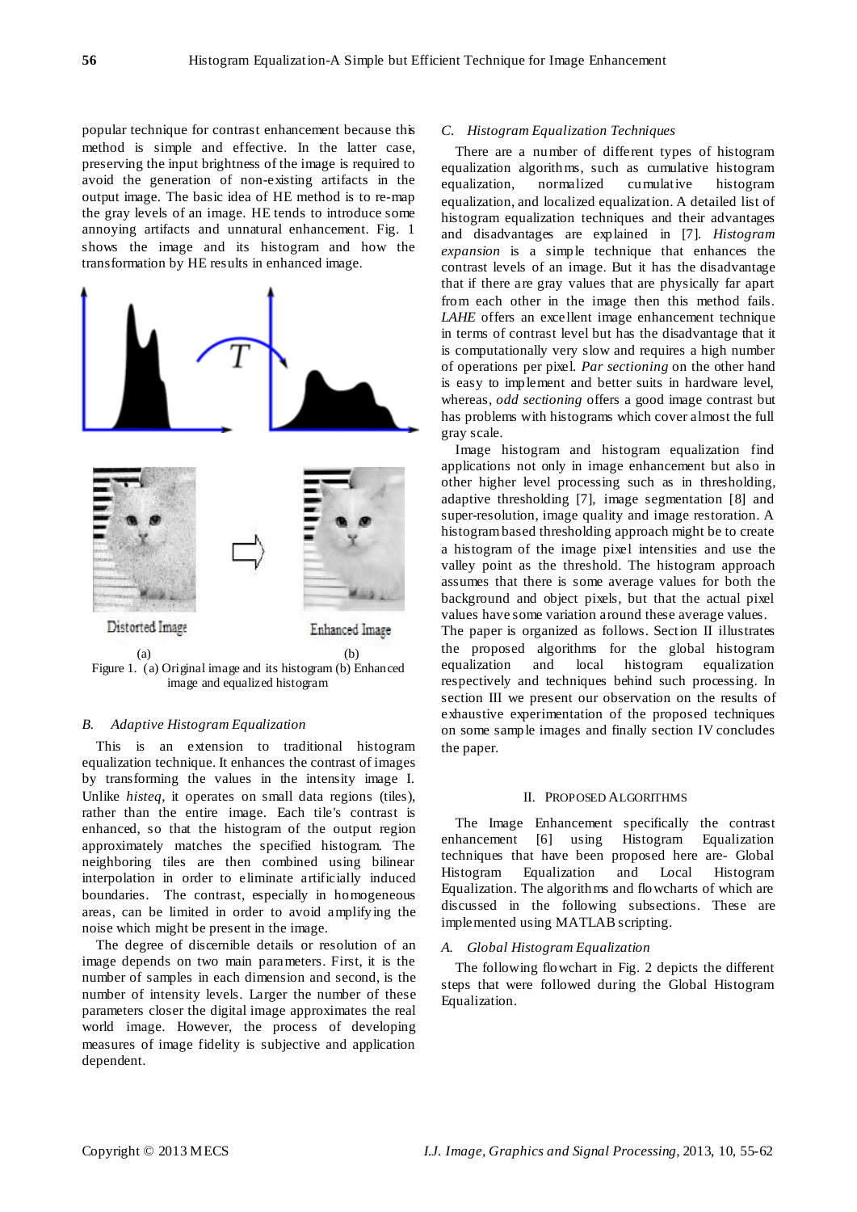popular technique for contrast enhancement because this method is simple and effective. In the latter case, preserving the input brightness of the image is required to avoid the generation of non-existing artifacts in the output image. The basic idea of HE method is to re-map the gray levels of an image. HE tends to introduce some annoying artifacts and unnatural enhancement. Fig. 1 shows the image and its histogram and how the transformation by HE results in enhanced image.

Figure 1. (a) Original image and its histogram (b) Enhanced image and equalized histogram

### *B. Adaptive Histogram Equalization*

This is an extension to traditional histogram equalization technique. It enhances the contrast of images by transforming the values in the intensity image I. Unlike *histeq*, it operates on small data regions (tiles), rather than the entire image. Each tile's contrast is enhanced, so that the histogram of the output region approximately matches the specified histogram. The neighboring tiles are then combined using bilinear interpolation in order to eliminate artificially induced boundaries. The contrast, especially in homogeneous areas, can be limited in order to avoid amplifying the noise which might be present in the image.

The degree of discernible details or resolution of an image depends on two main parameters. First, it is the number of samples in each dimension and second, is the number of intensity levels. Larger the number of these parameters closer the digital image approximates the real world image. However, the process of developing measures of image fidelity is subjective and application dependent.

### *C. Histogram Equalization Techniques*

There are a number of different types of histogram equalization algorithms, such as cumulative histogram equalization, normalized cumulative histogram equalization, and localized equalization. A detailed list of histogram equalization techniques and their advantages and disadvantages are explained in [7]. *Histogram expansion* is a simple technique that enhances the contrast levels of an image. But it has the disadvantage that if there are gray values that are physically far apart from each other in the image then this method fails. *LAHE* offers an excellent image enhancement technique in terms of contrast level but has the disadvantage that it is computationally very slow and requires a high number of operations per pixel. *Par sectioning* on the other hand is easy to implement and better suits in hardware level, whereas, *odd sectioning* offers a good image contrast but has problems with histograms which cover almost the full gray scale.

Image histogram and histogram equalization find applications not only in image enhancement but also in other higher level processing such as in thresholding, adaptive thresholding [7], image segmentation [8] and super-resolution, image quality and image restoration. A histogram based thresholding approach might be to create a histogram of the image pixel intensities and use the valley point as the threshold. The histogram approach assumes that there is some average values for both the background and object pixels, but that the actual pixel values have some variation around these average values. The paper is organized as follows. Section II illustrates the proposed algorithms for the global histogram equalization and local histogram equalization respectively and techniques behind such processing. In section III we present our observation on the results of exhaustive experimentation of the proposed techniques on some sample images and finally section IV concludes the paper.

## II. PROPOSED ALGORITHMS

The Image Enhancement specifically the contrast enhancement [6] using Histogram Equalization techniques that have been proposed here are- Global Histogram Equalization and Local Histogram Equalization. The algorithms and flowcharts of which are discussed in the following subsections. These are implemented using MATLAB scripting.

### *A. Global Histogram Equalization*

The following flowchart in Fig. 2 depicts the different steps that were followed during the Global Histogram Equalization.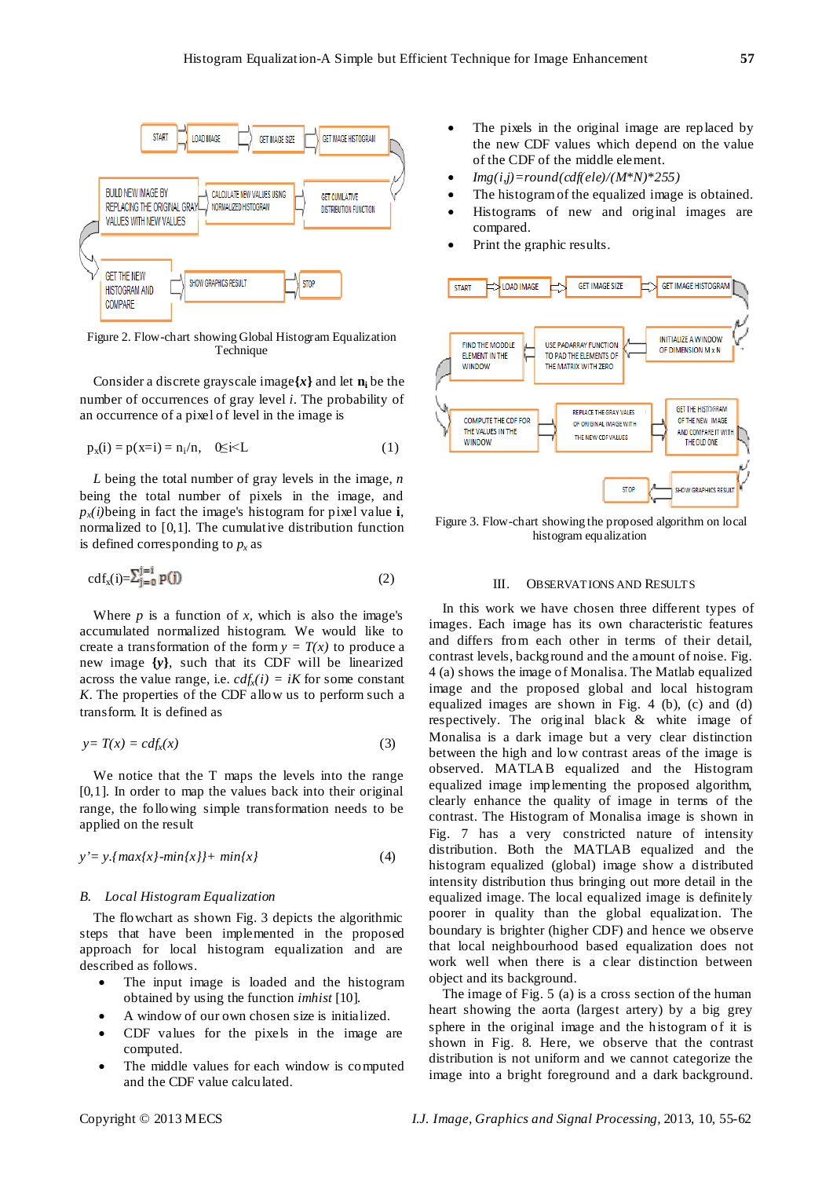Figure 2. Flow-chart showing Global Histogram Equalization Technique

Consider a discrete grayscale image **{x}** and let $\mathbf{n_i}$ be the number of occurrences of gray level *i*. The probability of an occurrence of a pixel of level in the image is

$$p_x(i) = p(x=i) = n_i/n, \quad 0 \leq i < L \tag{1}$$

*L* being the total number of gray levels in the image, *n* being the total number of pixels in the image, and $p_x(i)$ being in fact the image's histogram for pixel value **i**, normalized to [0,1]. The cumulative distribution function is defined corresponding to $p_x$ as

$$cdf_x(i) = \sum_{j=0}^{j=i} p(j) \tag{2}$$

Where *p* is a function of *x*, which is also the image's accumulated normalized histogram. We would like to create a transformation of the form $y = T(x)$ to produce a new image **{y}**, such that its CDF will be linearized across the value range, i.e. $cdf_x(i) = iK$ for some constant *K*. The properties of the CDF allow us to perform such a transform. It is defined as

$$y = T(x) = cdf_x(x) \tag{3}$$

We notice that the T maps the levels into the range [0,1]. In order to map the values back into their original range, the following simple transformation needs to be applied on the result

$$y' = y.\{max\{x\}-min\{x\}\} + min\{x\} \tag{4}$$

### B. Local Histogram Equalization

The flowchart as shown Fig. 3 depicts the algorithmic steps that have been implemented in the proposed approach for local histogram equalization and are described as follows.

- The input image is loaded and the histogram obtained by using the function *imhist* [10].
- A window of our own chosen size is initialized.
- CDF values for the pixels in the image are computed.
- The middle values for each window is computed and the CDF value calculated.
- The pixels in the original image are replaced by the new CDF values which depend on the value of the CDF of the middle element.
- *Img(i,j)=round(cdf(ele)/(M\*N)\*255)*
- The histogram of the equalized image is obtained.
- Histograms of new and original images are compared.
- Print the graphic results.

Figure 3. Flow-chart showing the proposed algorithm on local histogram equalization

## III. Observations and Results

In this work we have chosen three different types of images. Each image has its own characteristic features and differs from each other in terms of their detail, contrast levels, background and the amount of noise. Fig. 4 (a) shows the image of Monalisa. The Matlab equalized image and the proposed global and local histogram equalized images are shown in Fig. 4 (b), (c) and (d) respectively. The original black & white image of Monalisa is a dark image but a very clear distinction between the high and low contrast areas of the image is observed. MATLAB equalized and the Histogram equalized image implementing the proposed algorithm, clearly enhance the quality of image in terms of the contrast. The Histogram of Monalisa image is shown in Fig. 7 has a very constricted nature of intensity distribution. Both the MATLAB equalized and the histogram equalized (global) image show a distributed intensity distribution thus bringing out more detail in the equalized image. The local equalized image is definitely poorer in quality than the global equalization. The boundary is brighter (higher CDF) and hence we observe that local neighbourhood based equalization does not work well when there is a clear distinction between object and its background.

The image of Fig. 5 (a) is a cross section of the human heart showing the aorta (largest artery) by a big grey sphere in the original image and the histogram of it is shown in Fig. 8. Here, we observe that the contrast distribution is not uniform and we cannot categorize the image into a bright foreground and a dark background.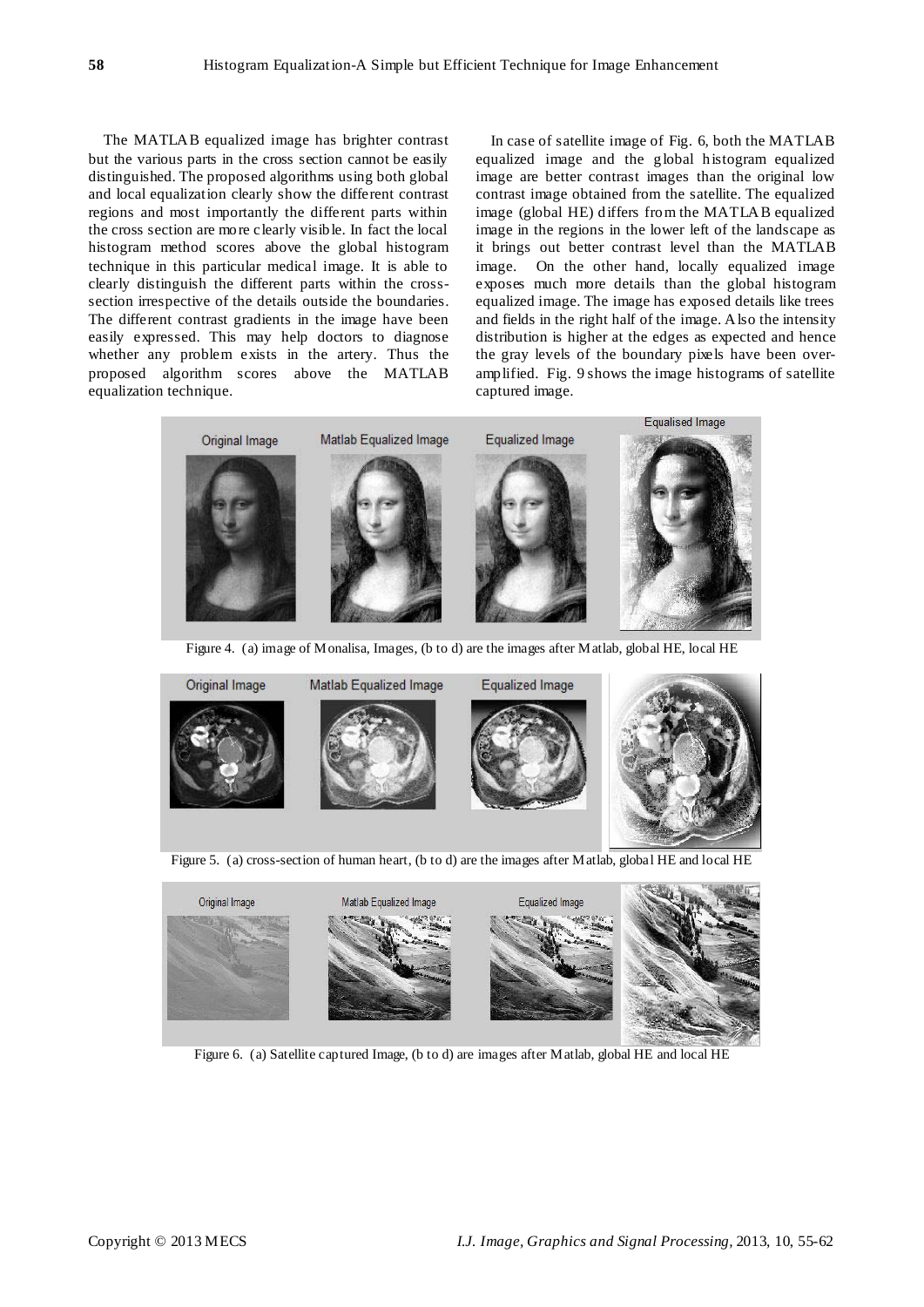The MATLAB equalized image has brighter contrast but the various parts in the cross section cannot be easily distinguished. The proposed algorithms using both global and local equalization clearly show the different contrast regions and most importantly the different parts within the cross section are more clearly visible. In fact the local histogram method scores above the global histogram technique in this particular medical image. It is able to clearly distinguish the different parts within the cross-section irrespective of the details outside the boundaries. The different contrast gradients in the image have been easily expressed. This may help doctors to diagnose whether any problem exists in the artery. Thus the proposed algorithm scores above the MATLAB equalization technique.

In case of satellite image of Fig. 6, both the MATLAB equalized image and the global histogram equalized image are better contrast images than the original low contrast image obtained from the satellite. The equalized image (global HE) differs from the MATLAB equalized image in the regions in the lower left of the landscape as it brings out better contrast level than the MATLAB image. On the other hand, locally equalized image exposes much more details than the global histogram equalized image. The image has exposed details like trees and fields in the right half of the image. Also the intensity distribution is higher at the edges as expected and hence the gray levels of the boundary pixels have been over-amplified. Fig. 9 shows the image histograms of satellite captured image.

Figure 4. (a) image of Monalisa, Images, (b to d) are the images after Matlab, global HE, local HE

Figure 5. (a) cross-section of human heart, (b to d) are the images after Matlab, global HE and local HE

Figure 6. (a) Satellite captured Image, (b to d) are images after Matlab, global HE and local HE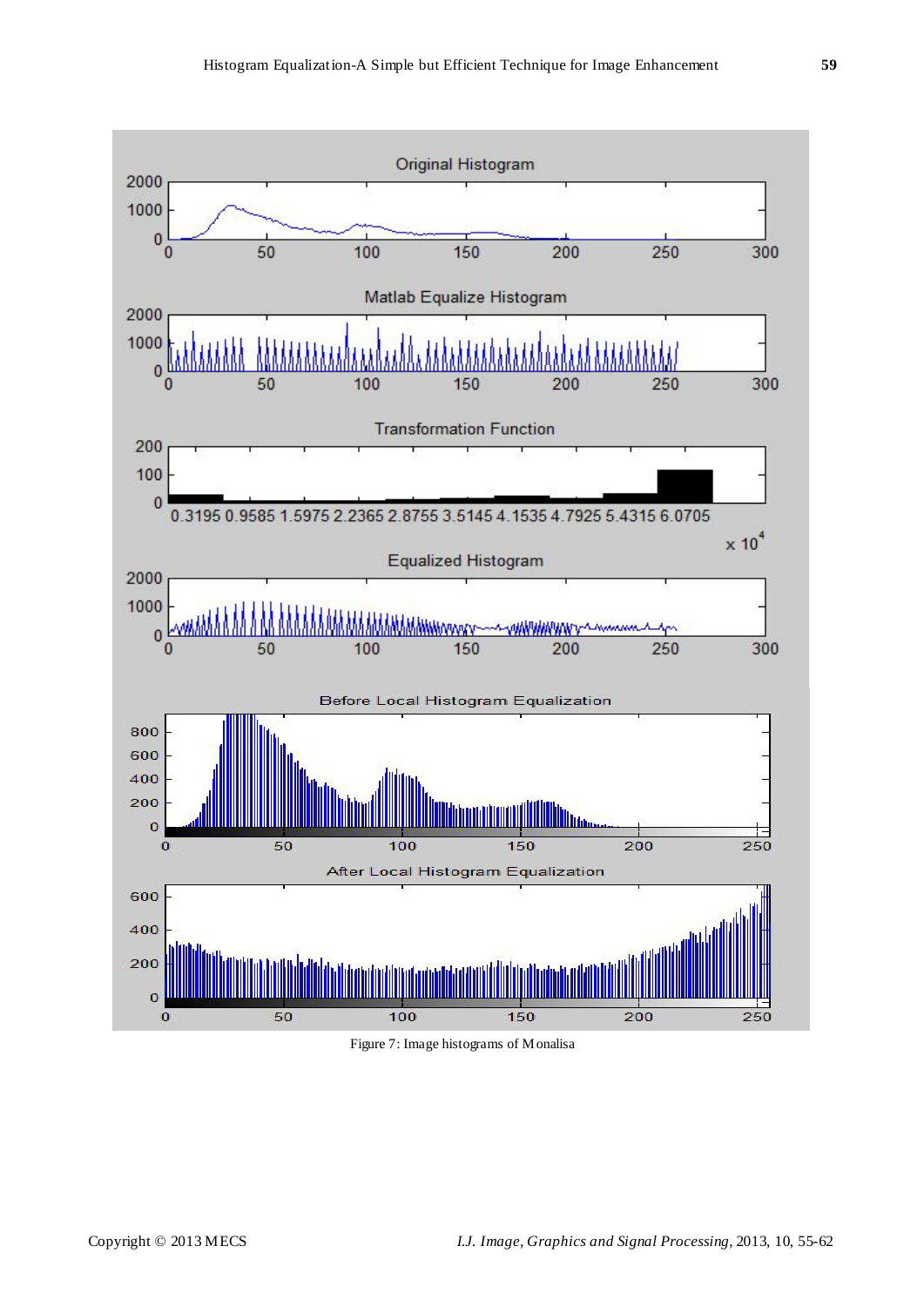Figure 7: Image histograms of Monalisa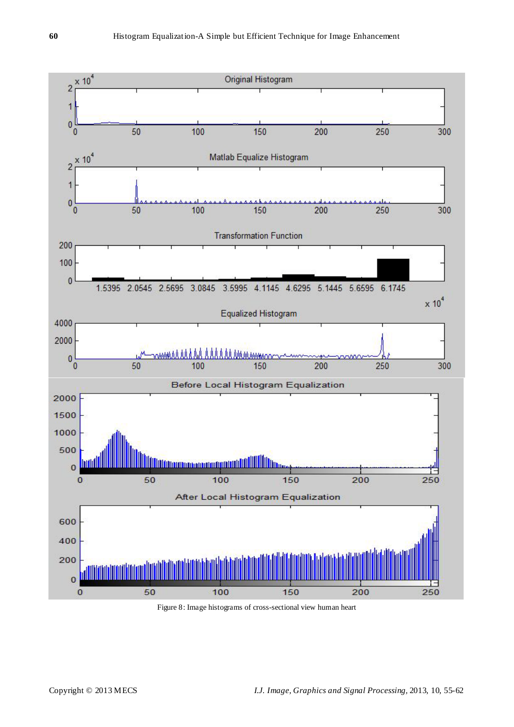Figure 8: Image histograms of cross-sectional view human heart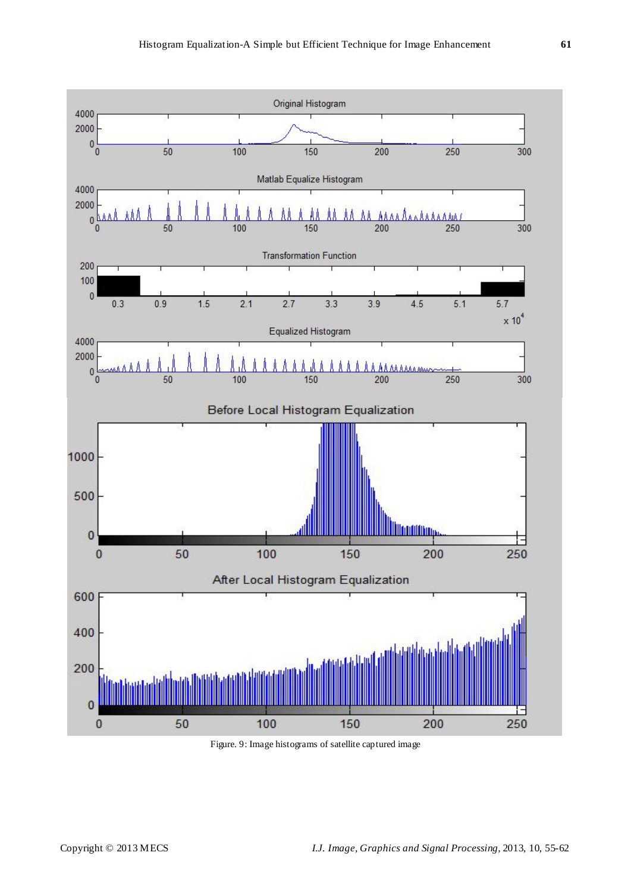Figure. 9: Image histograms of satellite captured image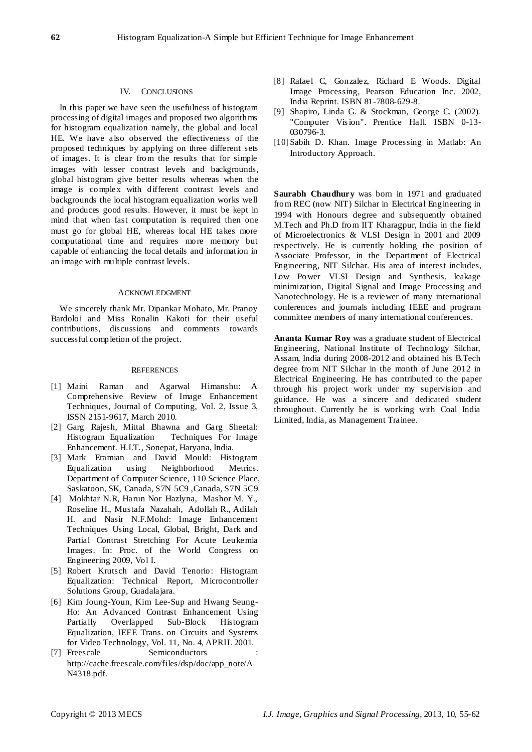## IV. CONCLUSIONS

In this paper we have seen the usefulness of histogram processing of digital images and proposed two algorithms for histogram equalization namely, the global and local HE. We have also observed the effectiveness of the proposed techniques by applying on three different sets of images. It is clear from the results that for simple images with lesser contrast levels and backgrounds, global histogram give better results whereas when the image is complex with different contrast levels and backgrounds the local histogram equalization works well and produces good results. However, it must be kept in mind that when fast computation is required then one must go for global HE, whereas local HE takes more computational time and requires more memory but capable of enhancing the local details and information in an image with multiple contrast levels.

## ACKNOWLEDGMENT

We sincerely thank Mr. Dipankar Mohato, Mr. Pranoy Bardoloi and Miss Ronalin Kakoti for their useful contributions, discussions and comments towards successful completion of the project.

## REFERENCES

[1] Maini Raman and Agarwal Himanshu: A Comprehensive Review of Image Enhancement Techniques, Journal of Computing, Vol. 2, Issue 3, ISSN 2151-9617, March 2010.

[2] Garg Rajesh, Mittal Bhawna and Garg Sheetal: Histogram Equalization Techniques For Image Enhancement. H.I.T., Sonepat, Haryana, India.

[3] Mark Eramian and David Mould: Histogram Equalization using Neighborhood Metrics. Department of Computer Science, 110 Science Place, Saskatoon, SK, Canada, S7N 5C9 ,Canada, S7N 5C9.

[4] Mokhtar N.R, Harun Nor Hazlyna, Mashor M. Y., Roseline H., Mustafa Nazahah, Adollah R., Adilah H. and Nasir N.F.Mohd: Image Enhancement Techniques Using Local, Global, Bright, Dark and Partial Contrast Stretching For Acute Leukemia Images. In: Proc. of the World Congress on Engineering 2009, Vol I.

[5] Robert Krutsch and David Tenorio: Histogram Equalization: Technical Report, Microcontroller Solutions Group, Guadalajara.

[6] Kim Joung-Youn, Kim Lee-Sup and Hwang Seung-Ho: An Advanced Contrast Enhancement Using Partially Overlapped Sub-Block Histogram Equalization, IEEE Trans. on Circuits and Systems for Video Technology, Vol. 11, No. 4, APRIL 2001.

[7] Freescale Semiconductors : http://cache.freescale.com/files/dsp/doc/app_note/AN4318.pdf.

[8] Rafael C, Gonzalez, Richard E Woods. Digital Image Processing, Pearson Education Inc. 2002, India Reprint. ISBN 81-7808-629-8.

[9] Shapiro, Linda G. & Stockman, George C. (2002). "Computer Vision". Prentice Hall. ISBN 0-13-030796-3.

[10] Sabih D. Khan. Image Processing in Matlab: An Introductory Approach.

**Saurabh Chaudhury** was born in 1971 and graduated from REC (now NIT) Silchar in Electrical Engineering in 1994 with Honours degree and subsequently obtained M.Tech and Ph.D from IIT Kharagpur, India in the field of Microelectronics & VLSI Design in 2001 and 2009 respectively. He is currently holding the position of Associate Professor, in the Department of Electrical Engineering, NIT Silchar. His area of interest includes, Low Power VLSI Design and Synthesis, leakage minimization, Digital Signal and Image Processing and Nanotechnology. He is a reviewer of many international conferences and journals including IEEE and program committee members of many international conferences.

**Ananta Kumar Roy** was a graduate student of Electrical Engineering, National Institute of Technology Silchar, Assam, India during 2008-2012 and obtained his B.Tech degree from NIT Silchar in the month of June 2012 in Electrical Engineering. He has contributed to the paper through his project work under my supervision and guidance. He was a sincere and dedicated student throughout. Currently he is working with Coal India Limited, India, as Management Trainee.